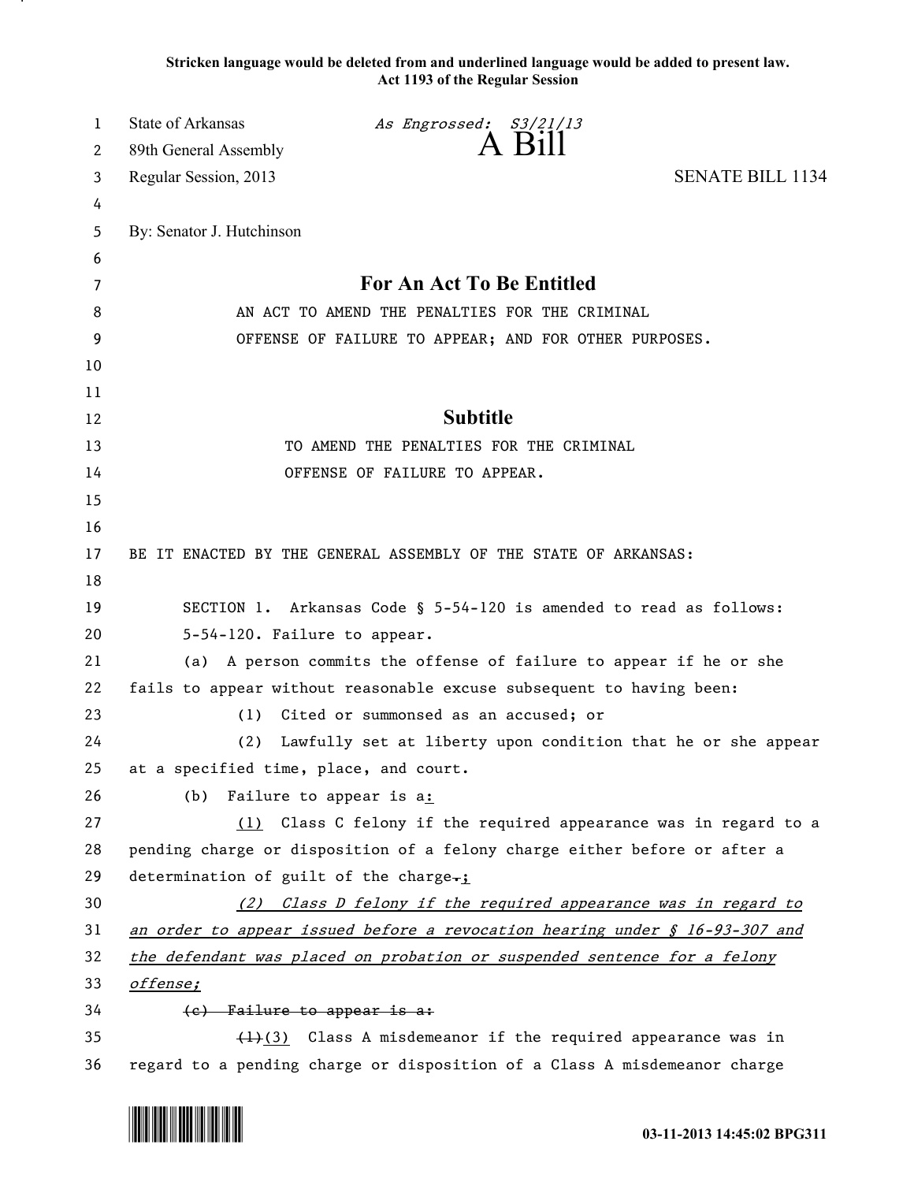**Stricken language would be deleted from and underlined language would be added to present law.**
**Act 1193 of the Regular Session**

State of Arkansas *As Engrossed: S3/21/13*
89th General Assembly **A Bill**
Regular Session, 2013 SENATE BILL 1134

By: Senator J. Hutchinson

## For An Act To Be Entitled

AN ACT TO AMEND THE PENALTIES FOR THE CRIMINAL OFFENSE OF FAILURE TO APPEAR; AND FOR OTHER PURPOSES.

## Subtitle

TO AMEND THE PENALTIES FOR THE CRIMINAL OFFENSE OF FAILURE TO APPEAR.

BE IT ENACTED BY THE GENERAL ASSEMBLY OF THE STATE OF ARKANSAS:

SECTION 1. Arkansas Code § 5-54-120 is amended to read as follows:

5-54-120. Failure to appear.

(a) A person commits the offense of failure to appear if he or she fails to appear without reasonable excuse subsequent to having been:

(1) Cited or summonsed as an accused; or

(2) Lawfully set at liberty upon condition that he or she appear at a specified time, place, and court.

(b) Failure to appear is a<u>:</u>

<u>(1)</u> Class C felony if the required appearance was in regard to a pending charge or disposition of a felony charge either before or after a determination of guilt of the charge~~.~~<u>;</u>

<u>*(2) Class D felony if the required appearance was in regard to an order to appear issued before a revocation hearing under § 16-93-307 and the defendant was placed on probation or suspended sentence for a felony offense;*</u>

~~(c) Failure to appear is a:~~

~~(1)~~<u>(3)</u> Class A misdemeanor if the required appearance was in regard to a pending charge or disposition of a Class A misdemeanor charge

03-11-2013 14:45:02 BPG311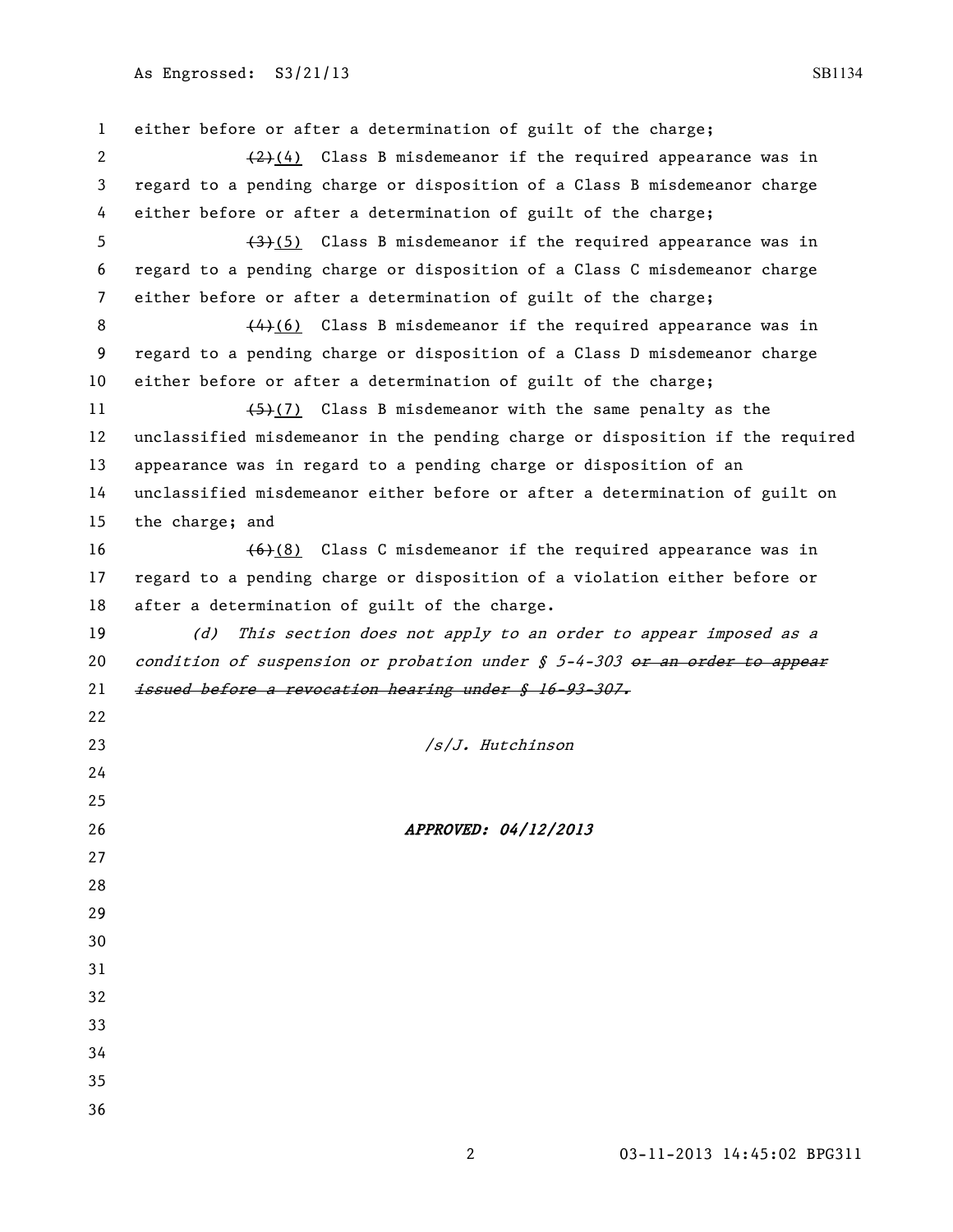either before or after a determination of guilt of the charge;

~~(2)~~(4) Class B misdemeanor if the required appearance was in regard to a pending charge or disposition of a Class B misdemeanor charge either before or after a determination of guilt of the charge;

~~(3)~~(5) Class B misdemeanor if the required appearance was in regard to a pending charge or disposition of a Class C misdemeanor charge either before or after a determination of guilt of the charge;

~~(4)~~(6) Class B misdemeanor if the required appearance was in regard to a pending charge or disposition of a Class D misdemeanor charge either before or after a determination of guilt of the charge;

~~(5)~~(7) Class B misdemeanor with the same penalty as the unclassified misdemeanor in the pending charge or disposition if the required appearance was in regard to a pending charge or disposition of an unclassified misdemeanor either before or after a determination of guilt on the charge; and

~~(6)~~(8) Class C misdemeanor if the required appearance was in regard to a pending charge or disposition of a violation either before or after a determination of guilt of the charge.

*(d) This section does not apply to an order to appear imposed as a condition of suspension or probation under § 5-4-303 ~~or an order to appear issued before a revocation hearing under § 16-93-307.~~*

*/s/J. Hutchinson*

***APPROVED: 04/12/2013***